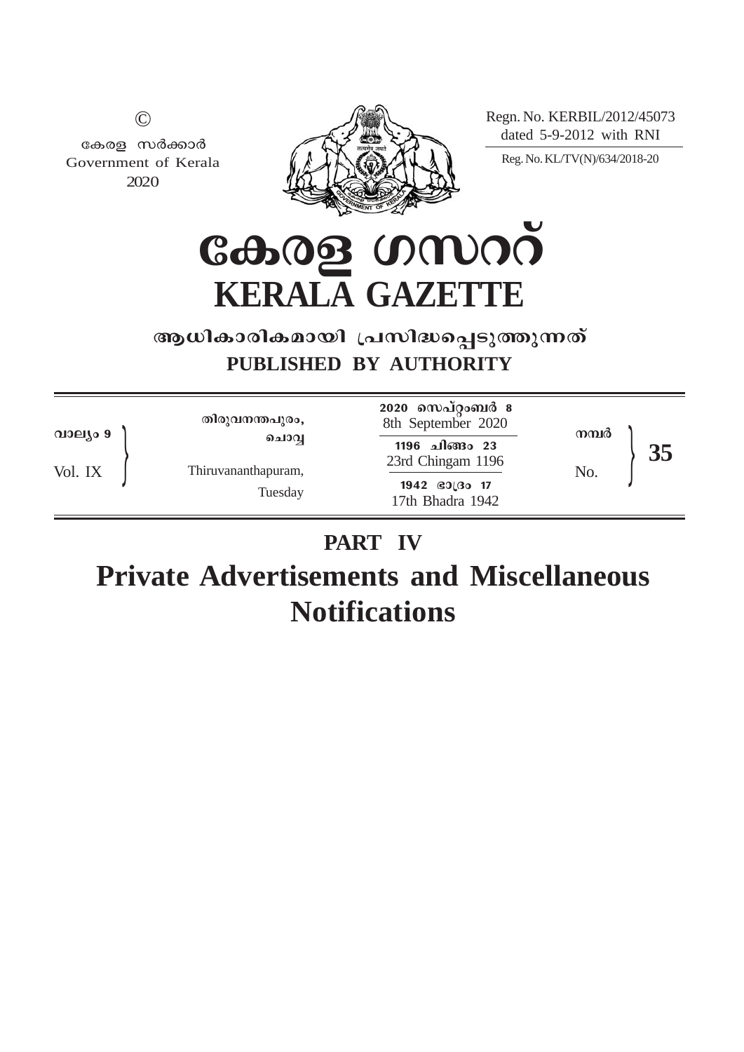©

കേരള സർക്കാർ
Government of Kerala
2020

Regn. No. KERBIL/2012/45073
dated 5-9-2012 with RNI

Reg. No. KL/TV(N)/634/2018-20

# കേരള ഗസറ്റ്
# KERALA GAZETTE

**ആധികാരികമായി പ്രസിദ്ധപ്പെടുത്തുന്നത്**

**PUBLISHED BY AUTHORITY**

| | | | |
|---|---|---|---|
| വാല്യം 9<br>Vol. IX | തിരുവനന്തപുരം, ചൊവ്വ<br>Thiruvananthapuram, Tuesday | 2020 സെപ്റ്റംബർ 8<br>8th September 2020<br>1196 ചിങ്ങം 23<br>23rd Chingam 1196<br>1942 ഭാദ്രം 17<br>17th Bhadra 1942 | നമ്പർ<br>No. **35** |

## PART IV

# Private Advertisements and Miscellaneous Notifications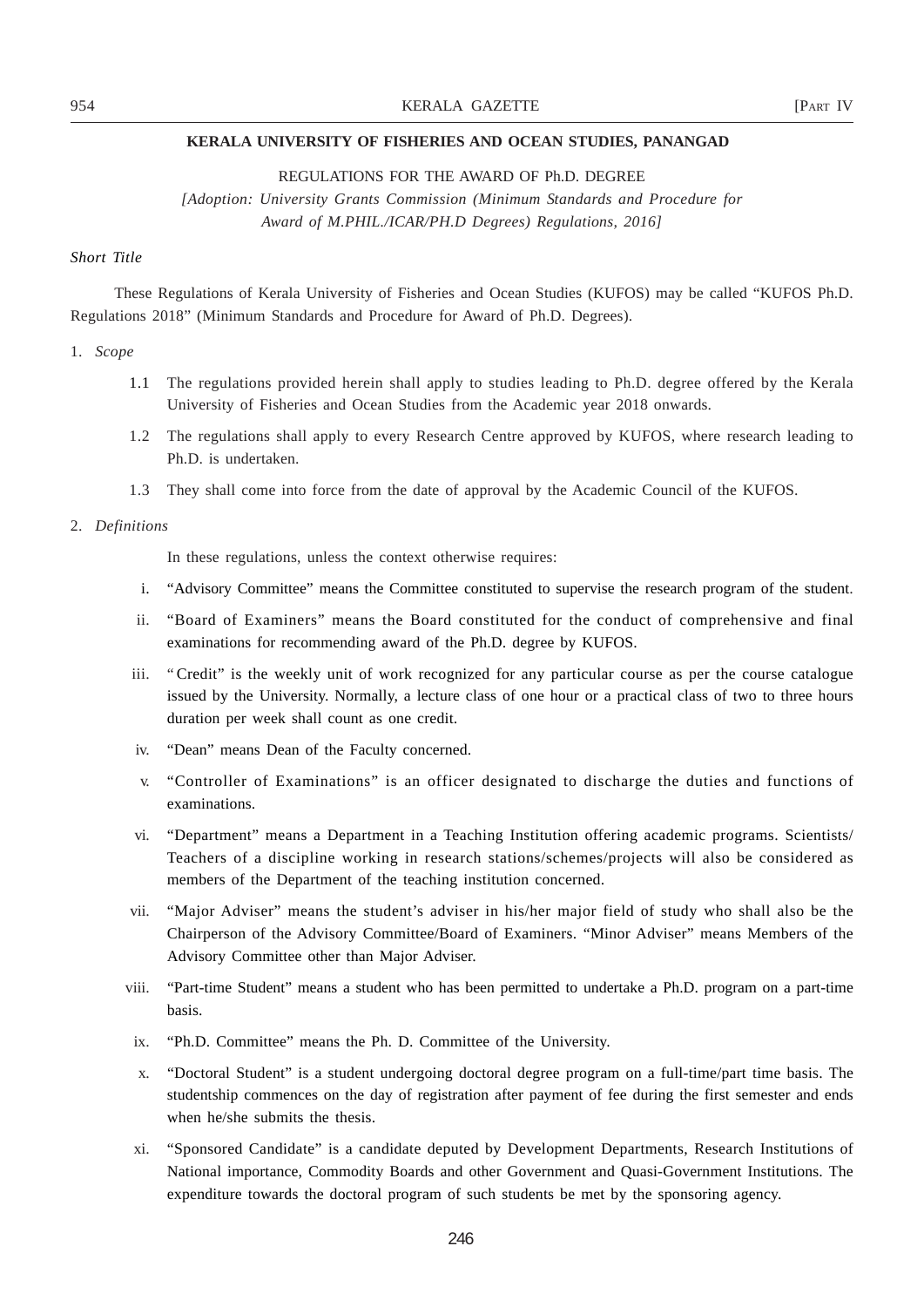## KERALA UNIVERSITY OF FISHERIES AND OCEAN STUDIES, PANANGAD

REGULATIONS FOR THE AWARD OF Ph.D. DEGREE

*[Adoption: University Grants Commission (Minimum Standards and Procedure for Award of M.PHIL./ICAR/PH.D Degrees) Regulations, 2016]*

*Short Title*

These Regulations of Kerala University of Fisheries and Ocean Studies (KUFOS) may be called "KUFOS Ph.D. Regulations 2018" (Minimum Standards and Procedure for Award of Ph.D. Degrees).

1. *Scope*

    1.1 The regulations provided herein shall apply to studies leading to Ph.D. degree offered by the Kerala University of Fisheries and Ocean Studies from the Academic year 2018 onwards.

    1.2 The regulations shall apply to every Research Centre approved by KUFOS, where research leading to Ph.D. is undertaken.

    1.3 They shall come into force from the date of approval by the Academic Council of the KUFOS.

2. *Definitions*

    In these regulations, unless the context otherwise requires:

    i. "Advisory Committee" means the Committee constituted to supervise the research program of the student.

    ii. "Board of Examiners" means the Board constituted for the conduct of comprehensive and final examinations for recommending award of the Ph.D. degree by KUFOS.

    iii. " Credit" is the weekly unit of work recognized for any particular course as per the course catalogue issued by the University. Normally, a lecture class of one hour or a practical class of two to three hours duration per week shall count as one credit.

    iv. "Dean" means Dean of the Faculty concerned.

    v. "Controller of Examinations" is an officer designated to discharge the duties and functions of examinations.

    vi. "Department" means a Department in a Teaching Institution offering academic programs. Scientists/ Teachers of a discipline working in research stations/schemes/projects will also be considered as members of the Department of the teaching institution concerned.

    vii. "Major Adviser" means the student's adviser in his/her major field of study who shall also be the Chairperson of the Advisory Committee/Board of Examiners. "Minor Adviser" means Members of the Advisory Committee other than Major Adviser.

    viii. "Part-time Student" means a student who has been permitted to undertake a Ph.D. program on a part-time basis.

    ix. "Ph.D. Committee" means the Ph. D. Committee of the University.

    x. "Doctoral Student" is a student undergoing doctoral degree program on a full-time/part time basis. The studentship commences on the day of registration after payment of fee during the first semester and ends when he/she submits the thesis.

    xi. "Sponsored Candidate" is a candidate deputed by Development Departments, Research Institutions of National importance, Commodity Boards and other Government and Quasi-Government Institutions. The expenditure towards the doctoral program of such students be met by the sponsoring agency.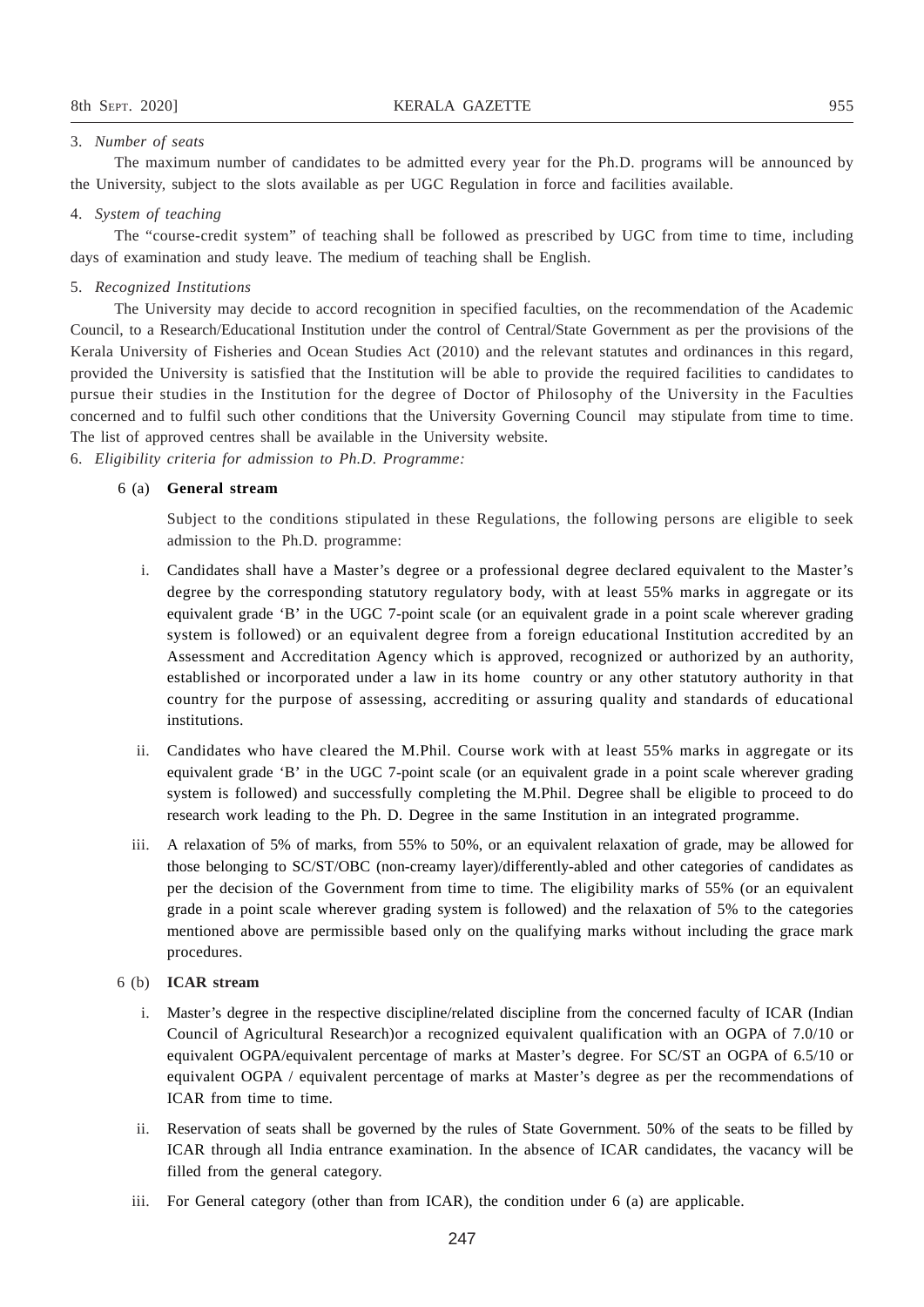3. *Number of seats*

The maximum number of candidates to be admitted every year for the Ph.D. programs will be announced by the University, subject to the slots available as per UGC Regulation in force and facilities available.

4. *System of teaching*

The "course-credit system" of teaching shall be followed as prescribed by UGC from time to time, including days of examination and study leave. The medium of teaching shall be English.

5. *Recognized Institutions*

The University may decide to accord recognition in specified faculties, on the recommendation of the Academic Council, to a Research/Educational Institution under the control of Central/State Government as per the provisions of the Kerala University of Fisheries and Ocean Studies Act (2010) and the relevant statutes and ordinances in this regard, provided the University is satisfied that the Institution will be able to provide the required facilities to candidates to pursue their studies in the Institution for the degree of Doctor of Philosophy of the University in the Faculties concerned and to fulfil such other conditions that the University Governing Council may stipulate from time to time. The list of approved centres shall be available in the University website.

6. *Eligibility criteria for admission to Ph.D. Programme:*

6 (a) **General stream**

Subject to the conditions stipulated in these Regulations, the following persons are eligible to seek admission to the Ph.D. programme:

i. Candidates shall have a Master's degree or a professional degree declared equivalent to the Master's degree by the corresponding statutory regulatory body, with at least 55% marks in aggregate or its equivalent grade 'B' in the UGC 7-point scale (or an equivalent grade in a point scale wherever grading system is followed) or an equivalent degree from a foreign educational Institution accredited by an Assessment and Accreditation Agency which is approved, recognized or authorized by an authority, established or incorporated under a law in its home country or any other statutory authority in that country for the purpose of assessing, accrediting or assuring quality and standards of educational institutions.

ii. Candidates who have cleared the M.Phil. Course work with at least 55% marks in aggregate or its equivalent grade 'B' in the UGC 7-point scale (or an equivalent grade in a point scale wherever grading system is followed) and successfully completing the M.Phil. Degree shall be eligible to proceed to do research work leading to the Ph. D. Degree in the same Institution in an integrated programme.

iii. A relaxation of 5% of marks, from 55% to 50%, or an equivalent relaxation of grade, may be allowed for those belonging to SC/ST/OBC (non-creamy layer)/differently-abled and other categories of candidates as per the decision of the Government from time to time. The eligibility marks of 55% (or an equivalent grade in a point scale wherever grading system is followed) and the relaxation of 5% to the categories mentioned above are permissible based only on the qualifying marks without including the grace mark procedures.

6 (b) **ICAR stream**

i. Master's degree in the respective discipline/related discipline from the concerned faculty of ICAR (Indian Council of Agricultural Research)or a recognized equivalent qualification with an OGPA of 7.0/10 or equivalent OGPA/equivalent percentage of marks at Master's degree. For SC/ST an OGPA of 6.5/10 or equivalent OGPA / equivalent percentage of marks at Master's degree as per the recommendations of ICAR from time to time.

ii. Reservation of seats shall be governed by the rules of State Government. 50% of the seats to be filled by ICAR through all India entrance examination. In the absence of ICAR candidates, the vacancy will be filled from the general category.

iii. For General category (other than from ICAR), the condition under 6 (a) are applicable.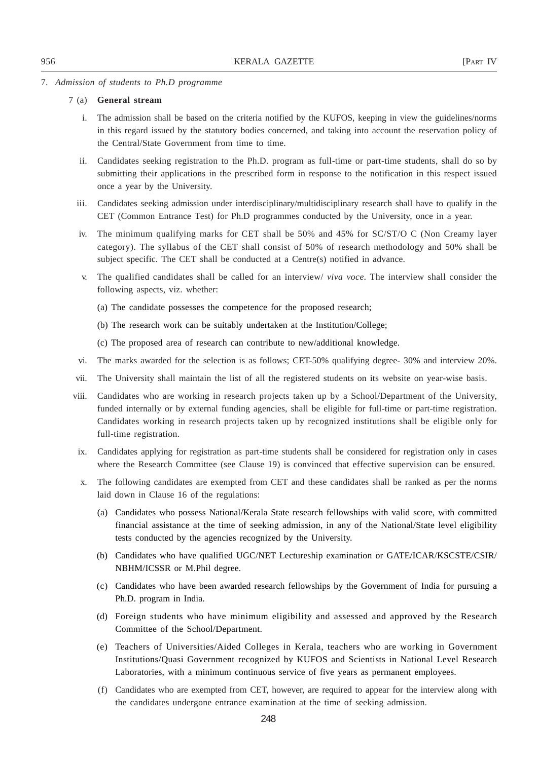7. *Admission of students to Ph.D programme*

7 (a) **General stream**

i. The admission shall be based on the criteria notified by the KUFOS, keeping in view the guidelines/norms in this regard issued by the statutory bodies concerned, and taking into account the reservation policy of the Central/State Government from time to time.

ii. Candidates seeking registration to the Ph.D. program as full-time or part-time students, shall do so by submitting their applications in the prescribed form in response to the notification in this respect issued once a year by the University.

iii. Candidates seeking admission under interdisciplinary/multidisciplinary research shall have to qualify in the CET (Common Entrance Test) for Ph.D programmes conducted by the University, once in a year.

iv. The minimum qualifying marks for CET shall be 50% and 45% for SC/ST/O C (Non Creamy layer category). The syllabus of the CET shall consist of 50% of research methodology and 50% shall be subject specific. The CET shall be conducted at a Centre(s) notified in advance.

v. The qualified candidates shall be called for an interview/ *viva voce*. The interview shall consider the following aspects, viz. whether:

(a) The candidate possesses the competence for the proposed research;

(b) The research work can be suitably undertaken at the Institution/College;

(c) The proposed area of research can contribute to new/additional knowledge.

vi. The marks awarded for the selection is as follows; CET-50% qualifying degree- 30% and interview 20%.

vii. The University shall maintain the list of all the registered students on its website on year-wise basis.

viii. Candidates who are working in research projects taken up by a School/Department of the University, funded internally or by external funding agencies, shall be eligible for full-time or part-time registration. Candidates working in research projects taken up by recognized institutions shall be eligible only for full-time registration.

ix. Candidates applying for registration as part-time students shall be considered for registration only in cases where the Research Committee (see Clause 19) is convinced that effective supervision can be ensured.

x. The following candidates are exempted from CET and these candidates shall be ranked as per the norms laid down in Clause 16 of the regulations:

(a) Candidates who possess National/Kerala State research fellowships with valid score, with committed financial assistance at the time of seeking admission, in any of the National/State level eligibility tests conducted by the agencies recognized by the University.

(b) Candidates who have qualified UGC/NET Lectureship examination or GATE/ICAR/KSCSTE/CSIR/NBHM/ICSSR or M.Phil degree.

(c) Candidates who have been awarded research fellowships by the Government of India for pursuing a Ph.D. program in India.

(d) Foreign students who have minimum eligibility and assessed and approved by the Research Committee of the School/Department.

(e) Teachers of Universities/Aided Colleges in Kerala, teachers who are working in Government Institutions/Quasi Government recognized by KUFOS and Scientists in National Level Research Laboratories, with a minimum continuous service of five years as permanent employees.

(f) Candidates who are exempted from CET, however, are required to appear for the interview along with the candidates undergone entrance examination at the time of seeking admission.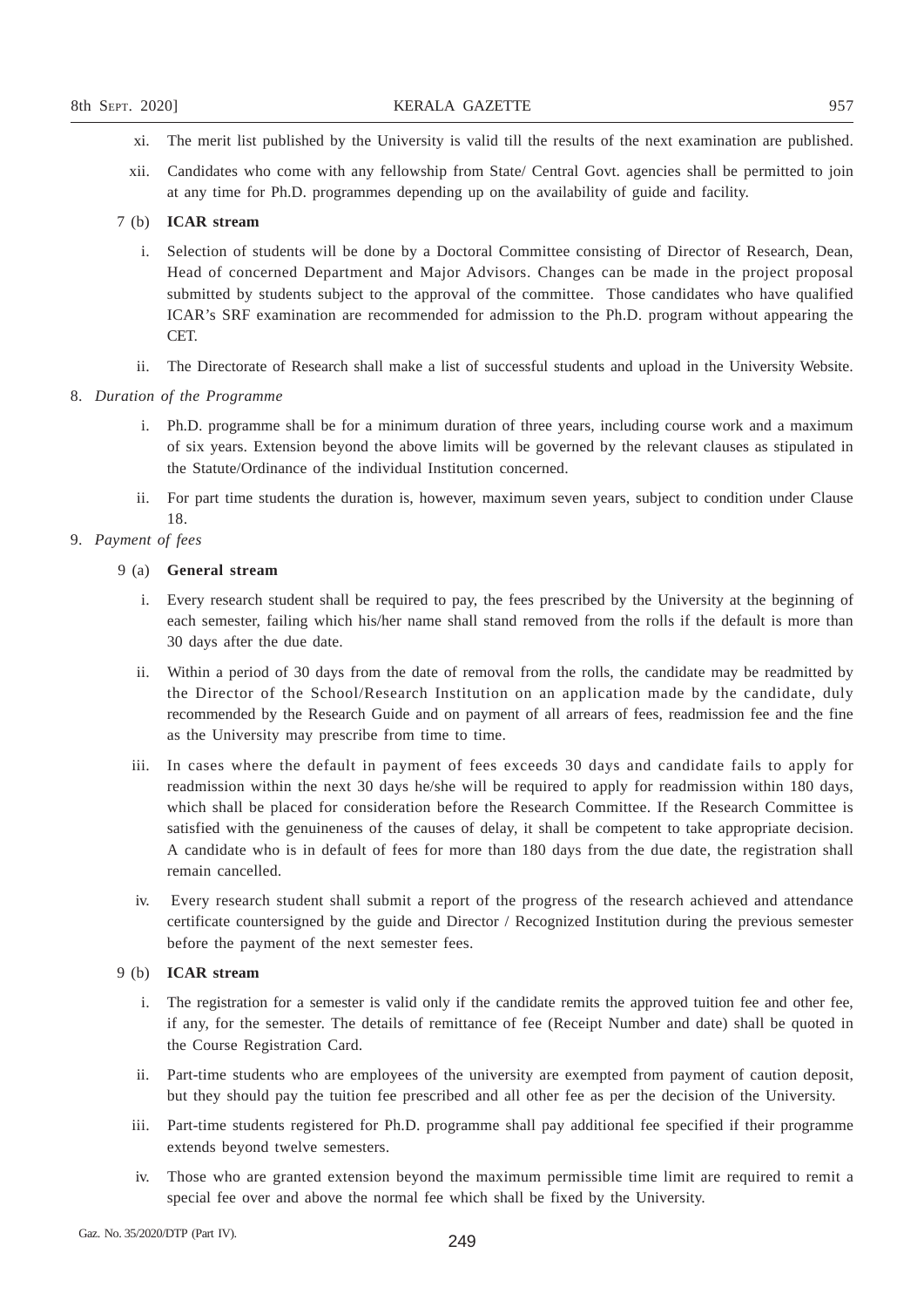xi. The merit list published by the University is valid till the results of the next examination are published.

xii. Candidates who come with any fellowship from State/ Central Govt. agencies shall be permitted to join at any time for Ph.D. programmes depending up on the availability of guide and facility.

7 (b) **ICAR stream**

i. Selection of students will be done by a Doctoral Committee consisting of Director of Research, Dean, Head of concerned Department and Major Advisors. Changes can be made in the project proposal submitted by students subject to the approval of the committee. Those candidates who have qualified ICAR's SRF examination are recommended for admission to the Ph.D. program without appearing the CET.

ii. The Directorate of Research shall make a list of successful students and upload in the University Website.

8. *Duration of the Programme*

i. Ph.D. programme shall be for a minimum duration of three years, including course work and a maximum of six years. Extension beyond the above limits will be governed by the relevant clauses as stipulated in the Statute/Ordinance of the individual Institution concerned.

ii. For part time students the duration is, however, maximum seven years, subject to condition under Clause 18.

9. *Payment of fees*

9 (a) **General stream**

i. Every research student shall be required to pay, the fees prescribed by the University at the beginning of each semester, failing which his/her name shall stand removed from the rolls if the default is more than 30 days after the due date.

ii. Within a period of 30 days from the date of removal from the rolls, the candidate may be readmitted by the Director of the School/Research Institution on an application made by the candidate, duly recommended by the Research Guide and on payment of all arrears of fees, readmission fee and the fine as the University may prescribe from time to time.

iii. In cases where the default in payment of fees exceeds 30 days and candidate fails to apply for readmission within the next 30 days he/she will be required to apply for readmission within 180 days, which shall be placed for consideration before the Research Committee. If the Research Committee is satisfied with the genuineness of the causes of delay, it shall be competent to take appropriate decision. A candidate who is in default of fees for more than 180 days from the due date, the registration shall remain cancelled.

iv. Every research student shall submit a report of the progress of the research achieved and attendance certificate countersigned by the guide and Director / Recognized Institution during the previous semester before the payment of the next semester fees.

9 (b) **ICAR stream**

i. The registration for a semester is valid only if the candidate remits the approved tuition fee and other fee, if any, for the semester. The details of remittance of fee (Receipt Number and date) shall be quoted in the Course Registration Card.

ii. Part-time students who are employees of the university are exempted from payment of caution deposit, but they should pay the tuition fee prescribed and all other fee as per the decision of the University.

iii. Part-time students registered for Ph.D. programme shall pay additional fee specified if their programme extends beyond twelve semesters.

iv. Those who are granted extension beyond the maximum permissible time limit are required to remit a special fee over and above the normal fee which shall be fixed by the University.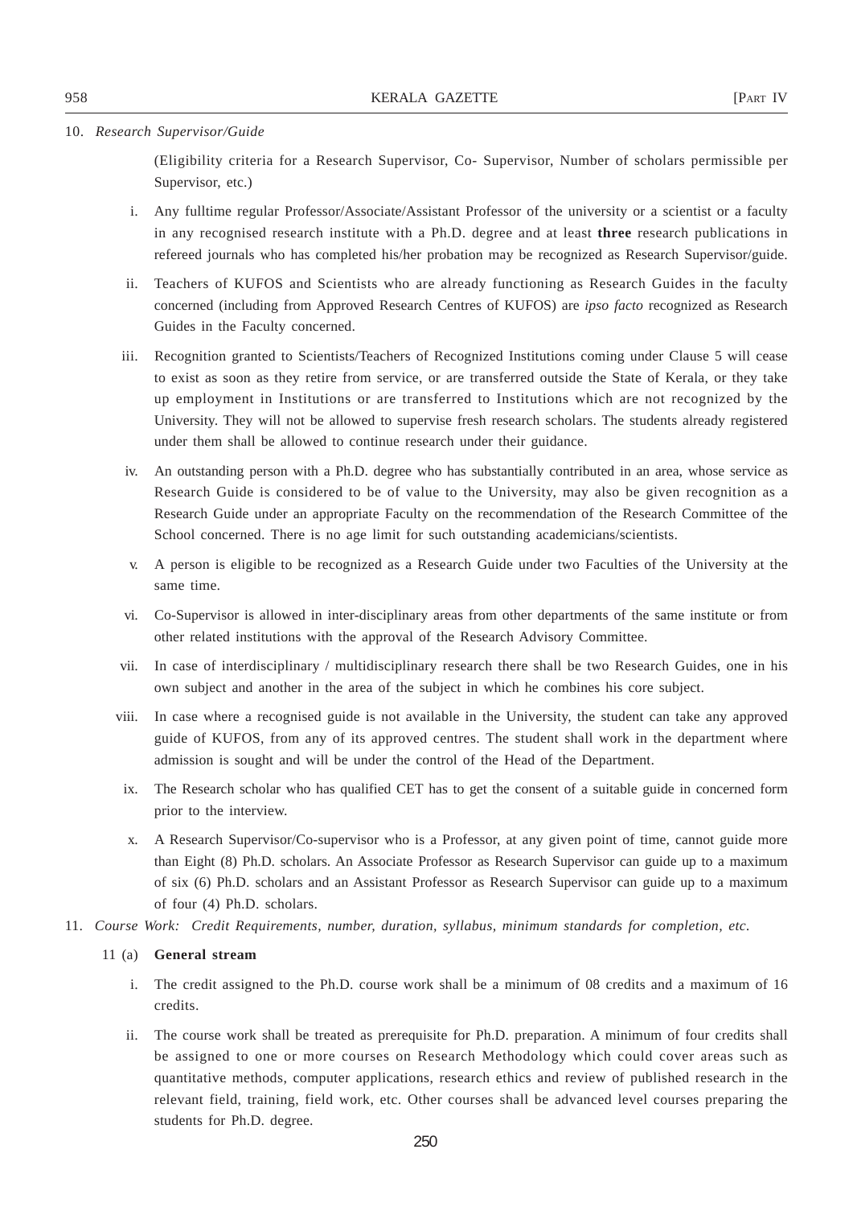10. *Research Supervisor/Guide*

(Eligibility criteria for a Research Supervisor, Co- Supervisor, Number of scholars permissible per Supervisor, etc.)

i. Any fulltime regular Professor/Associate/Assistant Professor of the university or a scientist or a faculty in any recognised research institute with a Ph.D. degree and at least **three** research publications in refereed journals who has completed his/her probation may be recognized as Research Supervisor/guide.

ii. Teachers of KUFOS and Scientists who are already functioning as Research Guides in the faculty concerned (including from Approved Research Centres of KUFOS) are *ipso facto* recognized as Research Guides in the Faculty concerned.

iii. Recognition granted to Scientists/Teachers of Recognized Institutions coming under Clause 5 will cease to exist as soon as they retire from service, or are transferred outside the State of Kerala, or they take up employment in Institutions or are transferred to Institutions which are not recognized by the University. They will not be allowed to supervise fresh research scholars. The students already registered under them shall be allowed to continue research under their guidance.

iv. An outstanding person with a Ph.D. degree who has substantially contributed in an area, whose service as Research Guide is considered to be of value to the University, may also be given recognition as a Research Guide under an appropriate Faculty on the recommendation of the Research Committee of the School concerned. There is no age limit for such outstanding academicians/scientists.

v. A person is eligible to be recognized as a Research Guide under two Faculties of the University at the same time.

vi. Co-Supervisor is allowed in inter-disciplinary areas from other departments of the same institute or from other related institutions with the approval of the Research Advisory Committee.

vii. In case of interdisciplinary / multidisciplinary research there shall be two Research Guides, one in his own subject and another in the area of the subject in which he combines his core subject.

viii. In case where a recognised guide is not available in the University, the student can take any approved guide of KUFOS, from any of its approved centres. The student shall work in the department where admission is sought and will be under the control of the Head of the Department.

ix. The Research scholar who has qualified CET has to get the consent of a suitable guide in concerned form prior to the interview.

x. A Research Supervisor/Co-supervisor who is a Professor, at any given point of time, cannot guide more than Eight (8) Ph.D. scholars. An Associate Professor as Research Supervisor can guide up to a maximum of six (6) Ph.D. scholars and an Assistant Professor as Research Supervisor can guide up to a maximum of four (4) Ph.D. scholars.

11. *Course Work: Credit Requirements, number, duration, syllabus, minimum standards for completion, etc.*

11 (a) **General stream**

i. The credit assigned to the Ph.D. course work shall be a minimum of 08 credits and a maximum of 16 credits.

ii. The course work shall be treated as prerequisite for Ph.D. preparation. A minimum of four credits shall be assigned to one or more courses on Research Methodology which could cover areas such as quantitative methods, computer applications, research ethics and review of published research in the relevant field, training, field work, etc. Other courses shall be advanced level courses preparing the students for Ph.D. degree.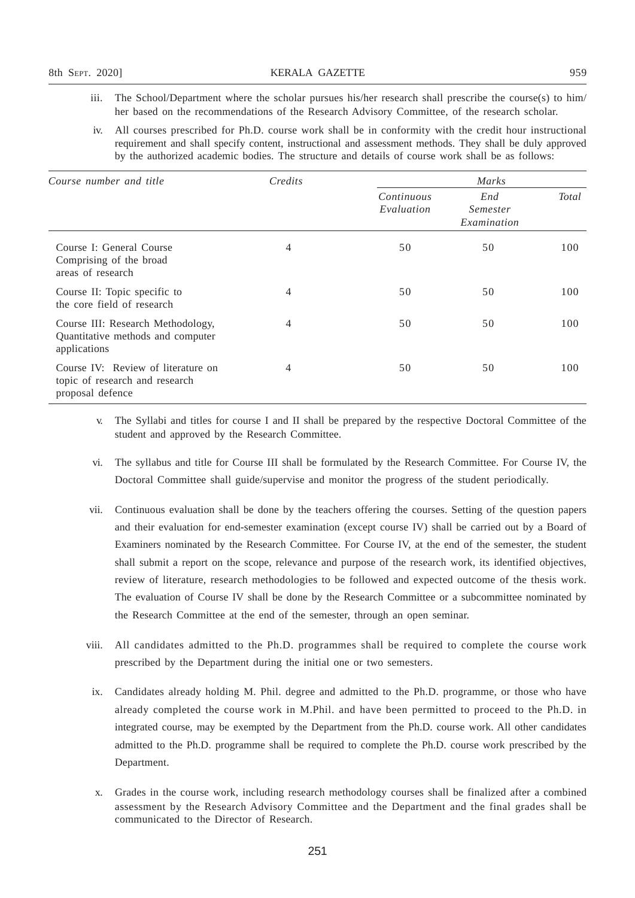iii. The School/Department where the scholar pursues his/her research shall prescribe the course(s) to him/her based on the recommendations of the Research Advisory Committee, of the research scholar.

iv. All courses prescribed for Ph.D. course work shall be in conformity with the credit hour instructional requirement and shall specify content, instructional and assessment methods. They shall be duly approved by the authorized academic bodies. The structure and details of course work shall be as follows:

| *Course number and title* | *Credits* | *Marks* | | |
|---|---|---|---|---|
| | | *Continuous Evaluation* | *End Semester Examination* | *Total* |
| Course I: General Course Comprising of the broad areas of research | 4 | 50 | 50 | 100 |
| Course II: Topic specific to the core field of research | 4 | 50 | 50 | 100 |
| Course III: Research Methodology, Quantitative methods and computer applications | 4 | 50 | 50 | 100 |
| Course IV: Review of literature on topic of research and research proposal defence | 4 | 50 | 50 | 100 |

v. The Syllabi and titles for course I and II shall be prepared by the respective Doctoral Committee of the student and approved by the Research Committee.

vi. The syllabus and title for Course III shall be formulated by the Research Committee. For Course IV, the Doctoral Committee shall guide/supervise and monitor the progress of the student periodically.

vii. Continuous evaluation shall be done by the teachers offering the courses. Setting of the question papers and their evaluation for end-semester examination (except course IV) shall be carried out by a Board of Examiners nominated by the Research Committee. For Course IV, at the end of the semester, the student shall submit a report on the scope, relevance and purpose of the research work, its identified objectives, review of literature, research methodologies to be followed and expected outcome of the thesis work. The evaluation of Course IV shall be done by the Research Committee or a subcommittee nominated by the Research Committee at the end of the semester, through an open seminar.

viii. All candidates admitted to the Ph.D. programmes shall be required to complete the course work prescribed by the Department during the initial one or two semesters.

ix. Candidates already holding M. Phil. degree and admitted to the Ph.D. programme, or those who have already completed the course work in M.Phil. and have been permitted to proceed to the Ph.D. in integrated course, may be exempted by the Department from the Ph.D. course work. All other candidates admitted to the Ph.D. programme shall be required to complete the Ph.D. course work prescribed by the Department.

x. Grades in the course work, including research methodology courses shall be finalized after a combined assessment by the Research Advisory Committee and the Department and the final grades shall be communicated to the Director of Research.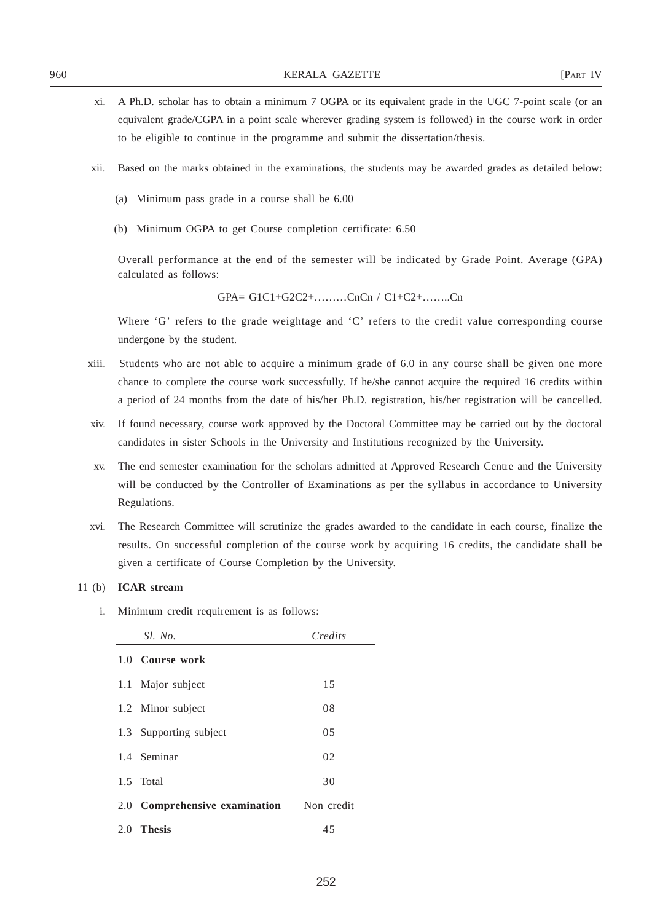xi. A Ph.D. scholar has to obtain a minimum 7 OGPA or its equivalent grade in the UGC 7-point scale (or an equivalent grade/CGPA in a point scale wherever grading system is followed) in the course work in order to be eligible to continue in the programme and submit the dissertation/thesis.

xii. Based on the marks obtained in the examinations, the students may be awarded grades as detailed below:

(a) Minimum pass grade in a course shall be 6.00

(b) Minimum OGPA to get Course completion certificate: 6.50

Overall performance at the end of the semester will be indicated by Grade Point. Average (GPA) calculated as follows:

GPA= G1C1+G2C2+………CnCn / C1+C2+……..Cn

Where 'G' refers to the grade weightage and 'C' refers to the credit value corresponding course undergone by the student.

xiii. Students who are not able to acquire a minimum grade of 6.0 in any course shall be given one more chance to complete the course work successfully. If he/she cannot acquire the required 16 credits within a period of 24 months from the date of his/her Ph.D. registration, his/her registration will be cancelled.

xiv. If found necessary, course work approved by the Doctoral Committee may be carried out by the doctoral candidates in sister Schools in the University and Institutions recognized by the University.

xv. The end semester examination for the scholars admitted at Approved Research Centre and the University will be conducted by the Controller of Examinations as per the syllabus in accordance to University Regulations.

xvi. The Research Committee will scrutinize the grades awarded to the candidate in each course, finalize the results. On successful completion of the course work by acquiring 16 credits, the candidate shall be given a certificate of Course Completion by the University.

11 (b) **ICAR stream**

i. Minimum credit requirement is as follows:

| *Sl. No.* | *Credits* |
|---|---|
| 1.0 **Course work** | |
| 1.1 Major subject | 15 |
| 1.2 Minor subject | 08 |
| 1.3 Supporting subject | 05 |
| 1.4 Seminar | 02 |
| 1.5 Total | 30 |
| 2.0 **Comprehensive examination** | Non credit |
| 2.0 **Thesis** | 45 |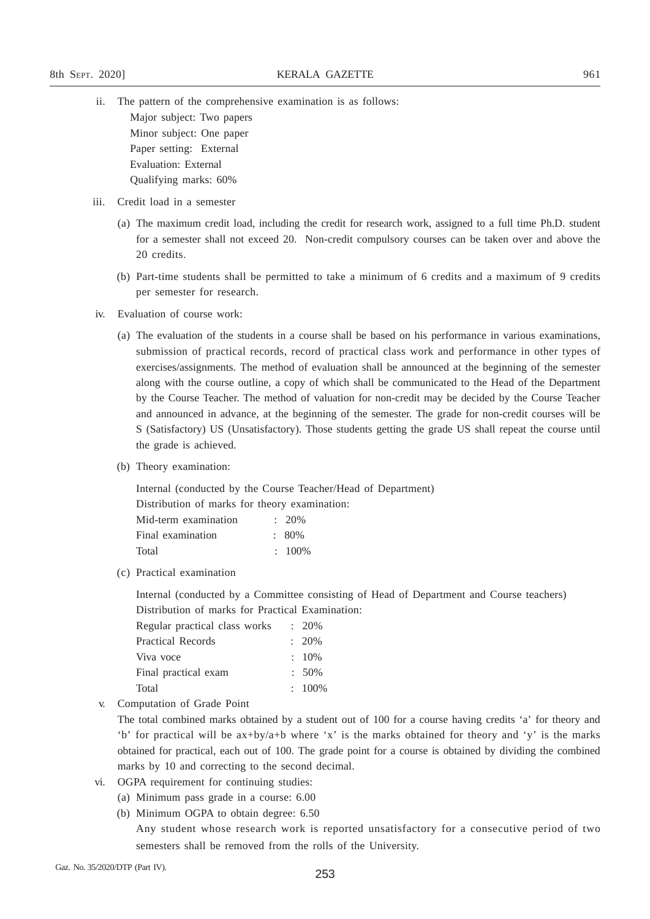ii. The pattern of the comprehensive examination is as follows:

   Major subject: Two papers
   Minor subject: One paper
   Paper setting: External
   Evaluation: External
   Qualifying marks: 60%

iii. Credit load in a semester

   (a) The maximum credit load, including the credit for research work, assigned to a full time Ph.D. student for a semester shall not exceed 20. Non-credit compulsory courses can be taken over and above the 20 credits.

   (b) Part-time students shall be permitted to take a minimum of 6 credits and a maximum of 9 credits per semester for research.

iv. Evaluation of course work:

   (a) The evaluation of the students in a course shall be based on his performance in various examinations, submission of practical records, record of practical class work and performance in other types of exercises/assignments. The method of evaluation shall be announced at the beginning of the semester along with the course outline, a copy of which shall be communicated to the Head of the Department by the Course Teacher. The method of valuation for non-credit may be decided by the Course Teacher and announced in advance, at the beginning of the semester. The grade for non-credit courses will be S (Satisfactory) US (Unsatisfactory). Those students getting the grade US shall repeat the course until the grade is achieved.

   (b) Theory examination:

   Internal (conducted by the Course Teacher/Head of Department)

   Distribution of marks for theory examination:

| | |
|---|---|
| Mid-term examination | : 20% |
| Final examination | : 80% |
| Total | : 100% |

   (c) Practical examination

   Internal (conducted by a Committee consisting of Head of Department and Course teachers)

   Distribution of marks for Practical Examination:

| | |
|---|---|
| Regular practical class works | : 20% |
| Practical Records | : 20% |
| Viva voce | : 10% |
| Final practical exam | : 50% |
| Total | : 100% |

v. Computation of Grade Point

   The total combined marks obtained by a student out of 100 for a course having credits 'a' for theory and 'b' for practical will be ax+by/a+b where 'x' is the marks obtained for theory and 'y' is the marks obtained for practical, each out of 100. The grade point for a course is obtained by dividing the combined marks by 10 and correcting to the second decimal.

vi. OGPA requirement for continuing studies:

   (a) Minimum pass grade in a course: 6.00

   (b) Minimum OGPA to obtain degree: 6.50

   Any student whose research work is reported unsatisfactory for a consecutive period of two semesters shall be removed from the rolls of the University.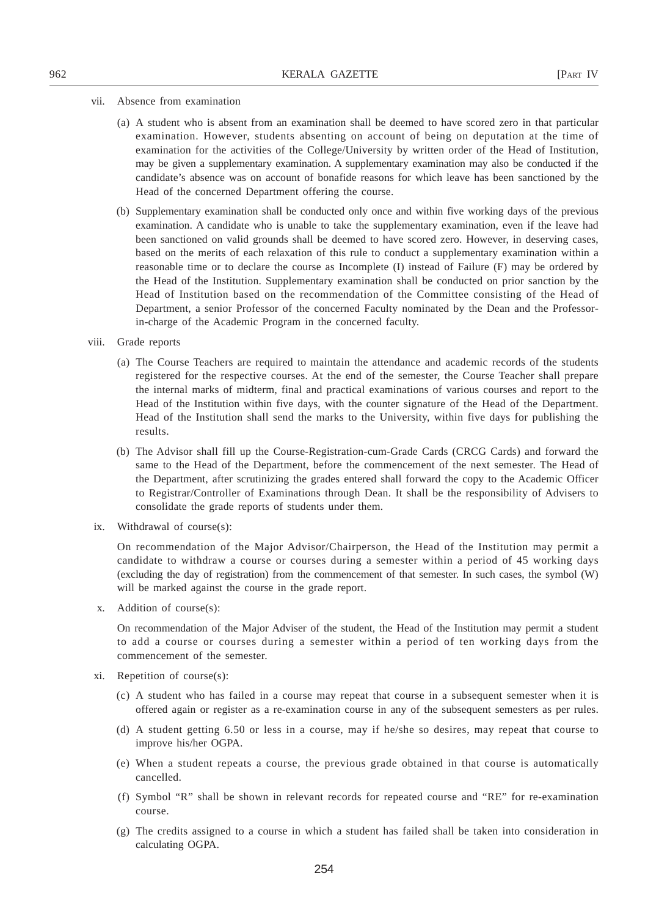vii. Absence from examination

(a) A student who is absent from an examination shall be deemed to have scored zero in that particular examination. However, students absenting on account of being on deputation at the time of examination for the activities of the College/University by written order of the Head of Institution, may be given a supplementary examination. A supplementary examination may also be conducted if the candidate's absence was on account of bonafide reasons for which leave has been sanctioned by the Head of the concerned Department offering the course.

(b) Supplementary examination shall be conducted only once and within five working days of the previous examination. A candidate who is unable to take the supplementary examination, even if the leave had been sanctioned on valid grounds shall be deemed to have scored zero. However, in deserving cases, based on the merits of each relaxation of this rule to conduct a supplementary examination within a reasonable time or to declare the course as Incomplete (I) instead of Failure (F) may be ordered by the Head of the Institution. Supplementary examination shall be conducted on prior sanction by the Head of Institution based on the recommendation of the Committee consisting of the Head of Department, a senior Professor of the concerned Faculty nominated by the Dean and the Professor-in-charge of the Academic Program in the concerned faculty.

viii. Grade reports

(a) The Course Teachers are required to maintain the attendance and academic records of the students registered for the respective courses. At the end of the semester, the Course Teacher shall prepare the internal marks of midterm, final and practical examinations of various courses and report to the Head of the Institution within five days, with the counter signature of the Head of the Department. Head of the Institution shall send the marks to the University, within five days for publishing the results.

(b) The Advisor shall fill up the Course-Registration-cum-Grade Cards (CRCG Cards) and forward the same to the Head of the Department, before the commencement of the next semester. The Head of the Department, after scrutinizing the grades entered shall forward the copy to the Academic Officer to Registrar/Controller of Examinations through Dean. It shall be the responsibility of Advisers to consolidate the grade reports of students under them.

ix. Withdrawal of course(s):

On recommendation of the Major Advisor/Chairperson, the Head of the Institution may permit a candidate to withdraw a course or courses during a semester within a period of 45 working days (excluding the day of registration) from the commencement of that semester. In such cases, the symbol (W) will be marked against the course in the grade report.

x. Addition of course(s):

On recommendation of the Major Adviser of the student, the Head of the Institution may permit a student to add a course or courses during a semester within a period of ten working days from the commencement of the semester.

xi. Repetition of course(s):

(c) A student who has failed in a course may repeat that course in a subsequent semester when it is offered again or register as a re-examination course in any of the subsequent semesters as per rules.

(d) A student getting 6.50 or less in a course, may if he/she so desires, may repeat that course to improve his/her OGPA.

(e) When a student repeats a course, the previous grade obtained in that course is automatically cancelled.

(f) Symbol "R" shall be shown in relevant records for repeated course and "RE" for re-examination course.

(g) The credits assigned to a course in which a student has failed shall be taken into consideration in calculating OGPA.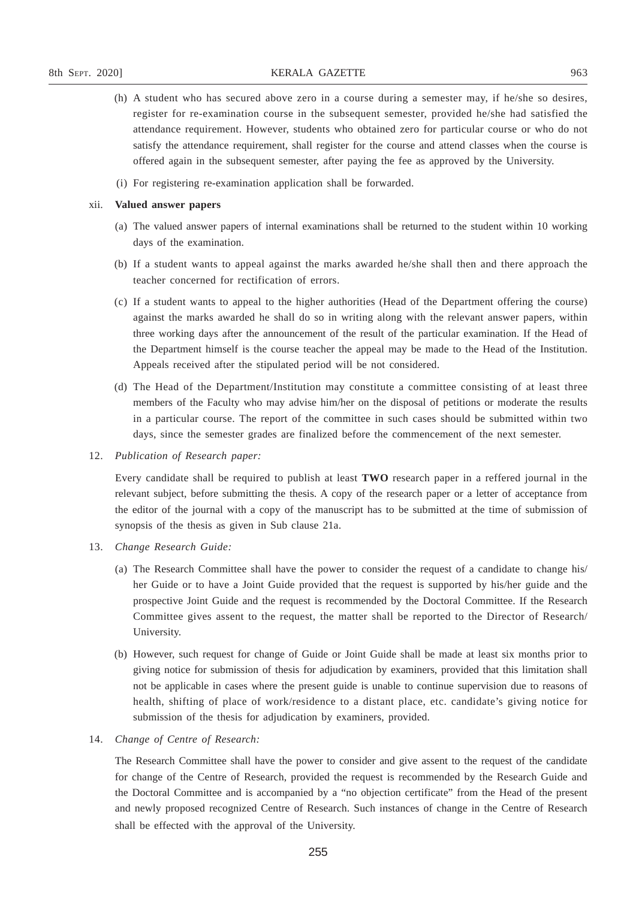(h) A student who has secured above zero in a course during a semester may, if he/she so desires, register for re-examination course in the subsequent semester, provided he/she had satisfied the attendance requirement. However, students who obtained zero for particular course or who do not satisfy the attendance requirement, shall register for the course and attend classes when the course is offered again in the subsequent semester, after paying the fee as approved by the University.

(i) For registering re-examination application shall be forwarded.

xii. **Valued answer papers**

(a) The valued answer papers of internal examinations shall be returned to the student within 10 working days of the examination.

(b) If a student wants to appeal against the marks awarded he/she shall then and there approach the teacher concerned for rectification of errors.

(c) If a student wants to appeal to the higher authorities (Head of the Department offering the course) against the marks awarded he shall do so in writing along with the relevant answer papers, within three working days after the announcement of the result of the particular examination. If the Head of the Department himself is the course teacher the appeal may be made to the Head of the Institution. Appeals received after the stipulated period will be not considered.

(d) The Head of the Department/Institution may constitute a committee consisting of at least three members of the Faculty who may advise him/her on the disposal of petitions or moderate the results in a particular course. The report of the committee in such cases should be submitted within two days, since the semester grades are finalized before the commencement of the next semester.

12. *Publication of Research paper:*

Every candidate shall be required to publish at least **TWO** research paper in a reffered journal in the relevant subject, before submitting the thesis. A copy of the research paper or a letter of acceptance from the editor of the journal with a copy of the manuscript has to be submitted at the time of submission of synopsis of the thesis as given in Sub clause 21a.

13. *Change Research Guide:*

(a) The Research Committee shall have the power to consider the request of a candidate to change his/her Guide or to have a Joint Guide provided that the request is supported by his/her guide and the prospective Joint Guide and the request is recommended by the Doctoral Committee. If the Research Committee gives assent to the request, the matter shall be reported to the Director of Research/University.

(b) However, such request for change of Guide or Joint Guide shall be made at least six months prior to giving notice for submission of thesis for adjudication by examiners, provided that this limitation shall not be applicable in cases where the present guide is unable to continue supervision due to reasons of health, shifting of place of work/residence to a distant place, etc. candidate's giving notice for submission of the thesis for adjudication by examiners, provided.

14. *Change of Centre of Research:*

The Research Committee shall have the power to consider and give assent to the request of the candidate for change of the Centre of Research, provided the request is recommended by the Research Guide and the Doctoral Committee and is accompanied by a "no objection certificate" from the Head of the present and newly proposed recognized Centre of Research. Such instances of change in the Centre of Research shall be effected with the approval of the University.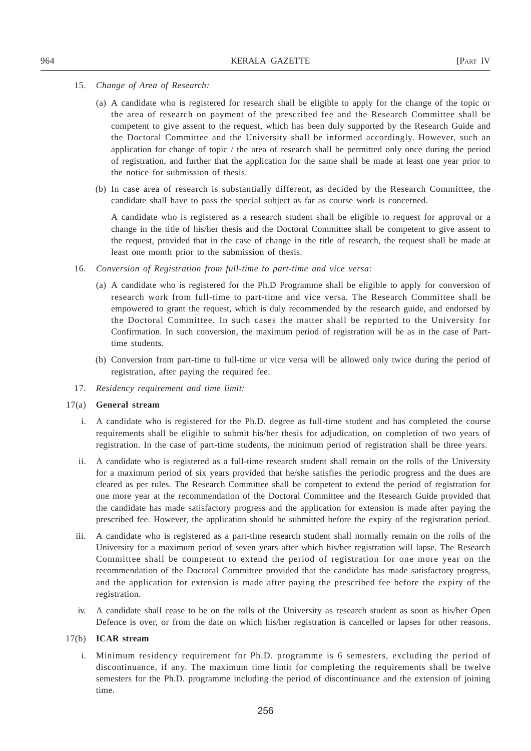15. *Change of Area of Research:*

(a) A candidate who is registered for research shall be eligible to apply for the change of the topic or the area of research on payment of the prescribed fee and the Research Committee shall be competent to give assent to the request, which has been duly supported by the Research Guide and the Doctoral Committee and the University shall be informed accordingly. However, such an application for change of topic / the area of research shall be permitted only once during the period of registration, and further that the application for the same shall be made at least one year prior to the notice for submission of thesis.

(b) In case area of research is substantially different, as decided by the Research Committee, the candidate shall have to pass the special subject as far as course work is concerned.

A candidate who is registered as a research student shall be eligible to request for approval or a change in the title of his/her thesis and the Doctoral Committee shall be competent to give assent to the request, provided that in the case of change in the title of research, the request shall be made at least one month prior to the submission of thesis.

16. *Conversion of Registration from full-time to part-time and vice versa:*

(a) A candidate who is registered for the Ph.D Programme shall be eligible to apply for conversion of research work from full-time to part-time and vice versa. The Research Committee shall be empowered to grant the request, which is duly recommended by the research guide, and endorsed by the Doctoral Committee. In such cases the matter shall be reported to the University for Confirmation. In such conversion, the maximum period of registration will be as in the case of Part-time students.

(b) Conversion from part-time to full-time or vice versa will be allowed only twice during the period of registration, after paying the required fee.

17. *Residency requirement and time limit:*

17(a) **General stream**

i. A candidate who is registered for the Ph.D. degree as full-time student and has completed the course requirements shall be eligible to submit his/her thesis for adjudication, on completion of two years of registration. In the case of part-time students, the minimum period of registration shall be three years.

ii. A candidate who is registered as a full-time research student shall remain on the rolls of the University for a maximum period of six years provided that he/she satisfies the periodic progress and the dues are cleared as per rules. The Research Committee shall be competent to extend the period of registration for one more year at the recommendation of the Doctoral Committee and the Research Guide provided that the candidate has made satisfactory progress and the application for extension is made after paying the prescribed fee. However, the application should be submitted before the expiry of the registration period.

iii. A candidate who is registered as a part-time research student shall normally remain on the rolls of the University for a maximum period of seven years after which his/her registration will lapse. The Research Committee shall be competent to extend the period of registration for one more year on the recommendation of the Doctoral Committee provided that the candidate has made satisfactory progress, and the application for extension is made after paying the prescribed fee before the expiry of the registration.

iv. A candidate shall cease to be on the rolls of the University as research student as soon as his/her Open Defence is over, or from the date on which his/her registration is cancelled or lapses for other reasons.

17(b) **ICAR stream**

i. Minimum residency requirement for Ph.D. programme is 6 semesters, excluding the period of discontinuance, if any. The maximum time limit for completing the requirements shall be twelve semesters for the Ph.D. programme including the period of discontinuance and the extension of joining time.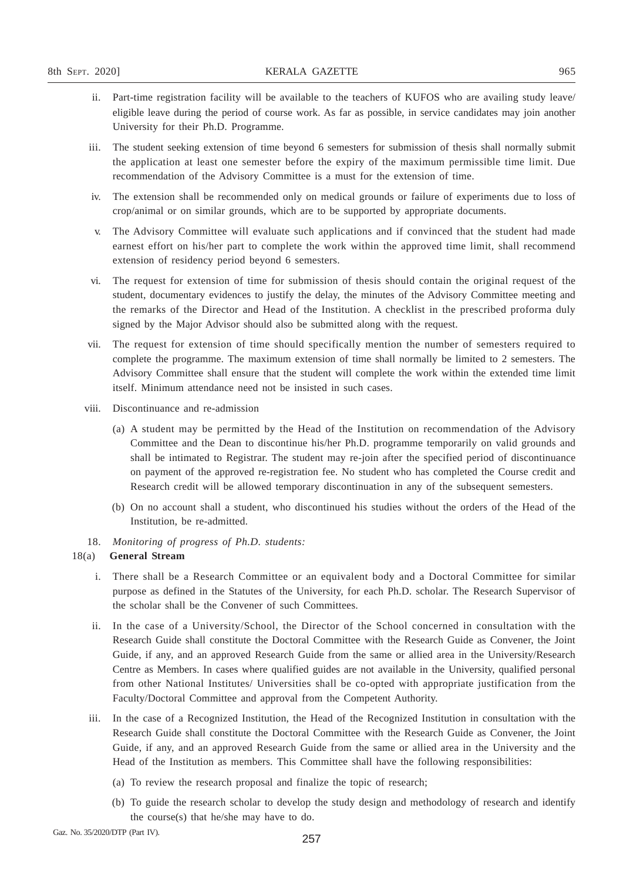ii. Part-time registration facility will be available to the teachers of KUFOS who are availing study leave/ eligible leave during the period of course work. As far as possible, in service candidates may join another University for their Ph.D. Programme.

iii. The student seeking extension of time beyond 6 semesters for submission of thesis shall normally submit the application at least one semester before the expiry of the maximum permissible time limit. Due recommendation of the Advisory Committee is a must for the extension of time.

iv. The extension shall be recommended only on medical grounds or failure of experiments due to loss of crop/animal or on similar grounds, which are to be supported by appropriate documents.

v. The Advisory Committee will evaluate such applications and if convinced that the student had made earnest effort on his/her part to complete the work within the approved time limit, shall recommend extension of residency period beyond 6 semesters.

vi. The request for extension of time for submission of thesis should contain the original request of the student, documentary evidences to justify the delay, the minutes of the Advisory Committee meeting and the remarks of the Director and Head of the Institution. A checklist in the prescribed proforma duly signed by the Major Advisor should also be submitted along with the request.

vii. The request for extension of time should specifically mention the number of semesters required to complete the programme. The maximum extension of time shall normally be limited to 2 semesters. The Advisory Committee shall ensure that the student will complete the work within the extended time limit itself. Minimum attendance need not be insisted in such cases.

viii. Discontinuance and re-admission

(a) A student may be permitted by the Head of the Institution on recommendation of the Advisory Committee and the Dean to discontinue his/her Ph.D. programme temporarily on valid grounds and shall be intimated to Registrar. The student may re-join after the specified period of discontinuance on payment of the approved re-registration fee. No student who has completed the Course credit and Research credit will be allowed temporary discontinuation in any of the subsequent semesters.

(b) On no account shall a student, who discontinued his studies without the orders of the Head of the Institution, be re-admitted.

18. *Monitoring of progress of Ph.D. students:*

18(a) **General Stream**

i. There shall be a Research Committee or an equivalent body and a Doctoral Committee for similar purpose as defined in the Statutes of the University, for each Ph.D. scholar. The Research Supervisor of the scholar shall be the Convener of such Committees.

ii. In the case of a University/School, the Director of the School concerned in consultation with the Research Guide shall constitute the Doctoral Committee with the Research Guide as Convener, the Joint Guide, if any, and an approved Research Guide from the same or allied area in the University/Research Centre as Members. In cases where qualified guides are not available in the University, qualified personal from other National Institutes/ Universities shall be co-opted with appropriate justification from the Faculty/Doctoral Committee and approval from the Competent Authority.

iii. In the case of a Recognized Institution, the Head of the Recognized Institution in consultation with the Research Guide shall constitute the Doctoral Committee with the Research Guide as Convener, the Joint Guide, if any, and an approved Research Guide from the same or allied area in the University and the Head of the Institution as members. This Committee shall have the following responsibilities:

(a) To review the research proposal and finalize the topic of research;

(b) To guide the research scholar to develop the study design and methodology of research and identify the course(s) that he/she may have to do.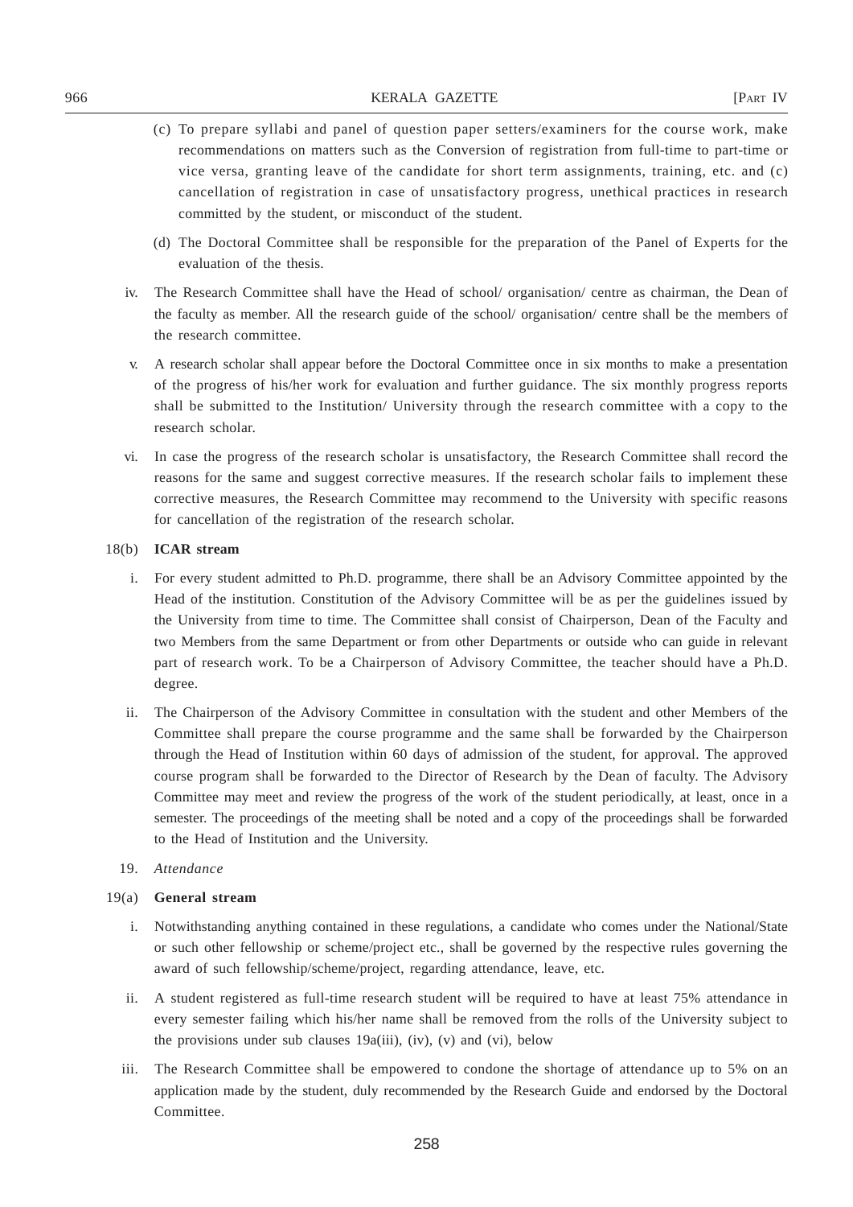(c) To prepare syllabi and panel of question paper setters/examiners for the course work, make recommendations on matters such as the Conversion of registration from full-time to part-time or vice versa, granting leave of the candidate for short term assignments, training, etc. and (c) cancellation of registration in case of unsatisfactory progress, unethical practices in research committed by the student, or misconduct of the student.

(d) The Doctoral Committee shall be responsible for the preparation of the Panel of Experts for the evaluation of the thesis.

iv. The Research Committee shall have the Head of school/ organisation/ centre as chairman, the Dean of the faculty as member. All the research guide of the school/ organisation/ centre shall be the members of the research committee.

v. A research scholar shall appear before the Doctoral Committee once in six months to make a presentation of the progress of his/her work for evaluation and further guidance. The six monthly progress reports shall be submitted to the Institution/ University through the research committee with a copy to the research scholar.

vi. In case the progress of the research scholar is unsatisfactory, the Research Committee shall record the reasons for the same and suggest corrective measures. If the research scholar fails to implement these corrective measures, the Research Committee may recommend to the University with specific reasons for cancellation of the registration of the research scholar.

18(b) **ICAR stream**

i. For every student admitted to Ph.D. programme, there shall be an Advisory Committee appointed by the Head of the institution. Constitution of the Advisory Committee will be as per the guidelines issued by the University from time to time. The Committee shall consist of Chairperson, Dean of the Faculty and two Members from the same Department or from other Departments or outside who can guide in relevant part of research work. To be a Chairperson of Advisory Committee, the teacher should have a Ph.D. degree.

ii. The Chairperson of the Advisory Committee in consultation with the student and other Members of the Committee shall prepare the course programme and the same shall be forwarded by the Chairperson through the Head of Institution within 60 days of admission of the student, for approval. The approved course program shall be forwarded to the Director of Research by the Dean of faculty. The Advisory Committee may meet and review the progress of the work of the student periodically, at least, once in a semester. The proceedings of the meeting shall be noted and a copy of the proceedings shall be forwarded to the Head of Institution and the University.

19. *Attendance*

19(a) **General stream**

i. Notwithstanding anything contained in these regulations, a candidate who comes under the National/State or such other fellowship or scheme/project etc., shall be governed by the respective rules governing the award of such fellowship/scheme/project, regarding attendance, leave, etc.

ii. A student registered as full-time research student will be required to have at least 75% attendance in every semester failing which his/her name shall be removed from the rolls of the University subject to the provisions under sub clauses 19a(iii), (iv), (v) and (vi), below

iii. The Research Committee shall be empowered to condone the shortage of attendance up to 5% on an application made by the student, duly recommended by the Research Guide and endorsed by the Doctoral Committee.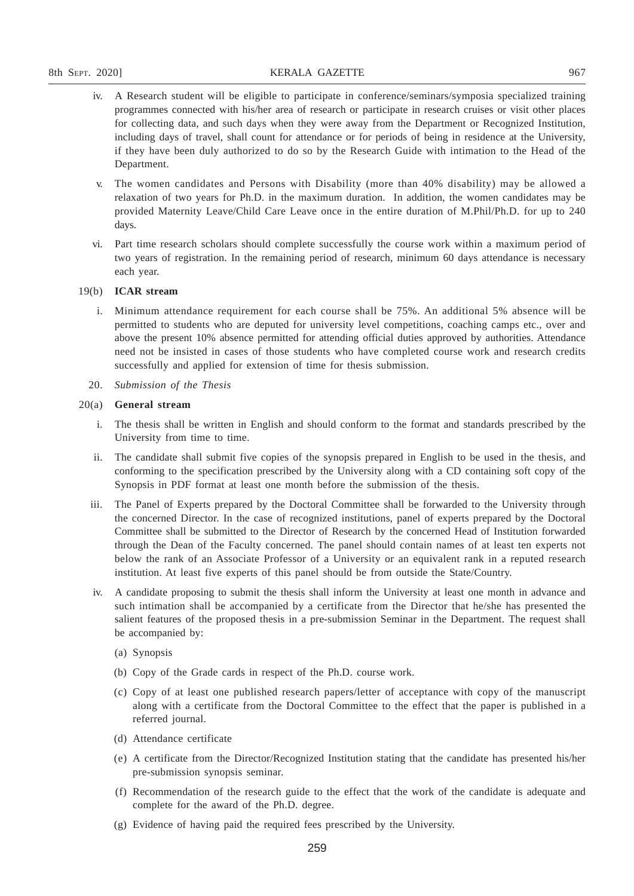iv. A Research student will be eligible to participate in conference/seminars/symposia specialized training programmes connected with his/her area of research or participate in research cruises or visit other places for collecting data, and such days when they were away from the Department or Recognized Institution, including days of travel, shall count for attendance or for periods of being in residence at the University, if they have been duly authorized to do so by the Research Guide with intimation to the Head of the Department.

v. The women candidates and Persons with Disability (more than 40% disability) may be allowed a relaxation of two years for Ph.D. in the maximum duration. In addition, the women candidates may be provided Maternity Leave/Child Care Leave once in the entire duration of M.Phil/Ph.D. for up to 240 days.

vi. Part time research scholars should complete successfully the course work within a maximum period of two years of registration. In the remaining period of research, minimum 60 days attendance is necessary each year.

19(b) **ICAR stream**

i. Minimum attendance requirement for each course shall be 75%. An additional 5% absence will be permitted to students who are deputed for university level competitions, coaching camps etc., over and above the present 10% absence permitted for attending official duties approved by authorities. Attendance need not be insisted in cases of those students who have completed course work and research credits successfully and applied for extension of time for thesis submission.

20. *Submission of the Thesis*

20(a) **General stream**

i. The thesis shall be written in English and should conform to the format and standards prescribed by the University from time to time.

ii. The candidate shall submit five copies of the synopsis prepared in English to be used in the thesis, and conforming to the specification prescribed by the University along with a CD containing soft copy of the Synopsis in PDF format at least one month before the submission of the thesis.

iii. The Panel of Experts prepared by the Doctoral Committee shall be forwarded to the University through the concerned Director. In the case of recognized institutions, panel of experts prepared by the Doctoral Committee shall be submitted to the Director of Research by the concerned Head of Institution forwarded through the Dean of the Faculty concerned. The panel should contain names of at least ten experts not below the rank of an Associate Professor of a University or an equivalent rank in a reputed research institution. At least five experts of this panel should be from outside the State/Country.

iv. A candidate proposing to submit the thesis shall inform the University at least one month in advance and such intimation shall be accompanied by a certificate from the Director that he/she has presented the salient features of the proposed thesis in a pre-submission Seminar in the Department. The request shall be accompanied by:

(a) Synopsis

(b) Copy of the Grade cards in respect of the Ph.D. course work.

(c) Copy of at least one published research papers/letter of acceptance with copy of the manuscript along with a certificate from the Doctoral Committee to the effect that the paper is published in a referred journal.

(d) Attendance certificate

(e) A certificate from the Director/Recognized Institution stating that the candidate has presented his/her pre-submission synopsis seminar.

(f) Recommendation of the research guide to the effect that the work of the candidate is adequate and complete for the award of the Ph.D. degree.

(g) Evidence of having paid the required fees prescribed by the University.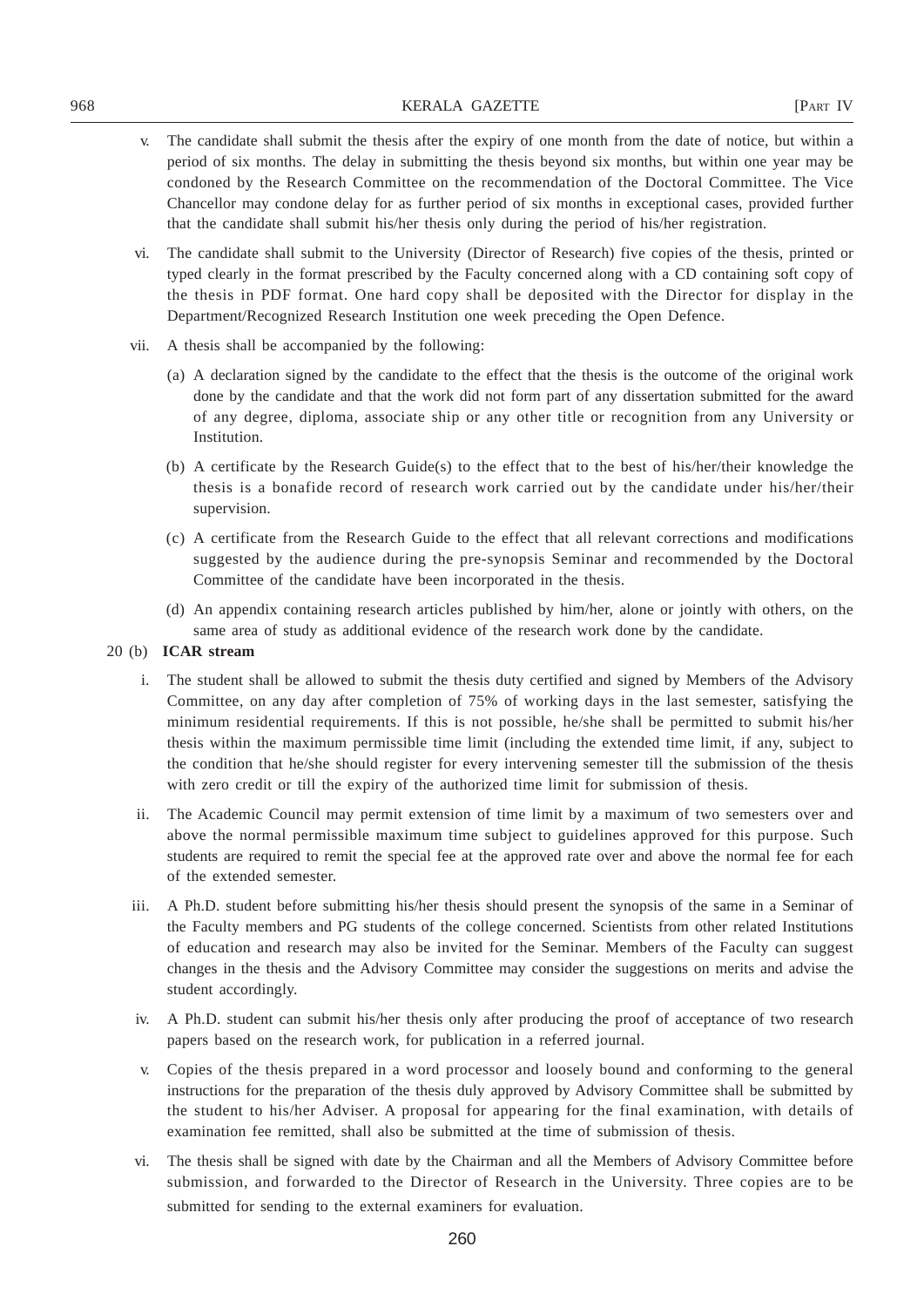v. The candidate shall submit the thesis after the expiry of one month from the date of notice, but within a period of six months. The delay in submitting the thesis beyond six months, but within one year may be condoned by the Research Committee on the recommendation of the Doctoral Committee. The Vice Chancellor may condone delay for as further period of six months in exceptional cases, provided further that the candidate shall submit his/her thesis only during the period of his/her registration.

vi. The candidate shall submit to the University (Director of Research) five copies of the thesis, printed or typed clearly in the format prescribed by the Faculty concerned along with a CD containing soft copy of the thesis in PDF format. One hard copy shall be deposited with the Director for display in the Department/Recognized Research Institution one week preceding the Open Defence.

vii. A thesis shall be accompanied by the following:

(a) A declaration signed by the candidate to the effect that the thesis is the outcome of the original work done by the candidate and that the work did not form part of any dissertation submitted for the award of any degree, diploma, associate ship or any other title or recognition from any University or Institution.

(b) A certificate by the Research Guide(s) to the effect that to the best of his/her/their knowledge the thesis is a bonafide record of research work carried out by the candidate under his/her/their supervision.

(c) A certificate from the Research Guide to the effect that all relevant corrections and modifications suggested by the audience during the pre-synopsis Seminar and recommended by the Doctoral Committee of the candidate have been incorporated in the thesis.

(d) An appendix containing research articles published by him/her, alone or jointly with others, on the same area of study as additional evidence of the research work done by the candidate.

20 (b) **ICAR stream**

i. The student shall be allowed to submit the thesis duty certified and signed by Members of the Advisory Committee, on any day after completion of 75% of working days in the last semester, satisfying the minimum residential requirements. If this is not possible, he/she shall be permitted to submit his/her thesis within the maximum permissible time limit (including the extended time limit, if any, subject to the condition that he/she should register for every intervening semester till the submission of the thesis with zero credit or till the expiry of the authorized time limit for submission of thesis.

ii. The Academic Council may permit extension of time limit by a maximum of two semesters over and above the normal permissible maximum time subject to guidelines approved for this purpose. Such students are required to remit the special fee at the approved rate over and above the normal fee for each of the extended semester.

iii. A Ph.D. student before submitting his/her thesis should present the synopsis of the same in a Seminar of the Faculty members and PG students of the college concerned. Scientists from other related Institutions of education and research may also be invited for the Seminar. Members of the Faculty can suggest changes in the thesis and the Advisory Committee may consider the suggestions on merits and advise the student accordingly.

iv. A Ph.D. student can submit his/her thesis only after producing the proof of acceptance of two research papers based on the research work, for publication in a referred journal.

v. Copies of the thesis prepared in a word processor and loosely bound and conforming to the general instructions for the preparation of the thesis duly approved by Advisory Committee shall be submitted by the student to his/her Adviser. A proposal for appearing for the final examination, with details of examination fee remitted, shall also be submitted at the time of submission of thesis.

vi. The thesis shall be signed with date by the Chairman and all the Members of Advisory Committee before submission, and forwarded to the Director of Research in the University. Three copies are to be submitted for sending to the external examiners for evaluation.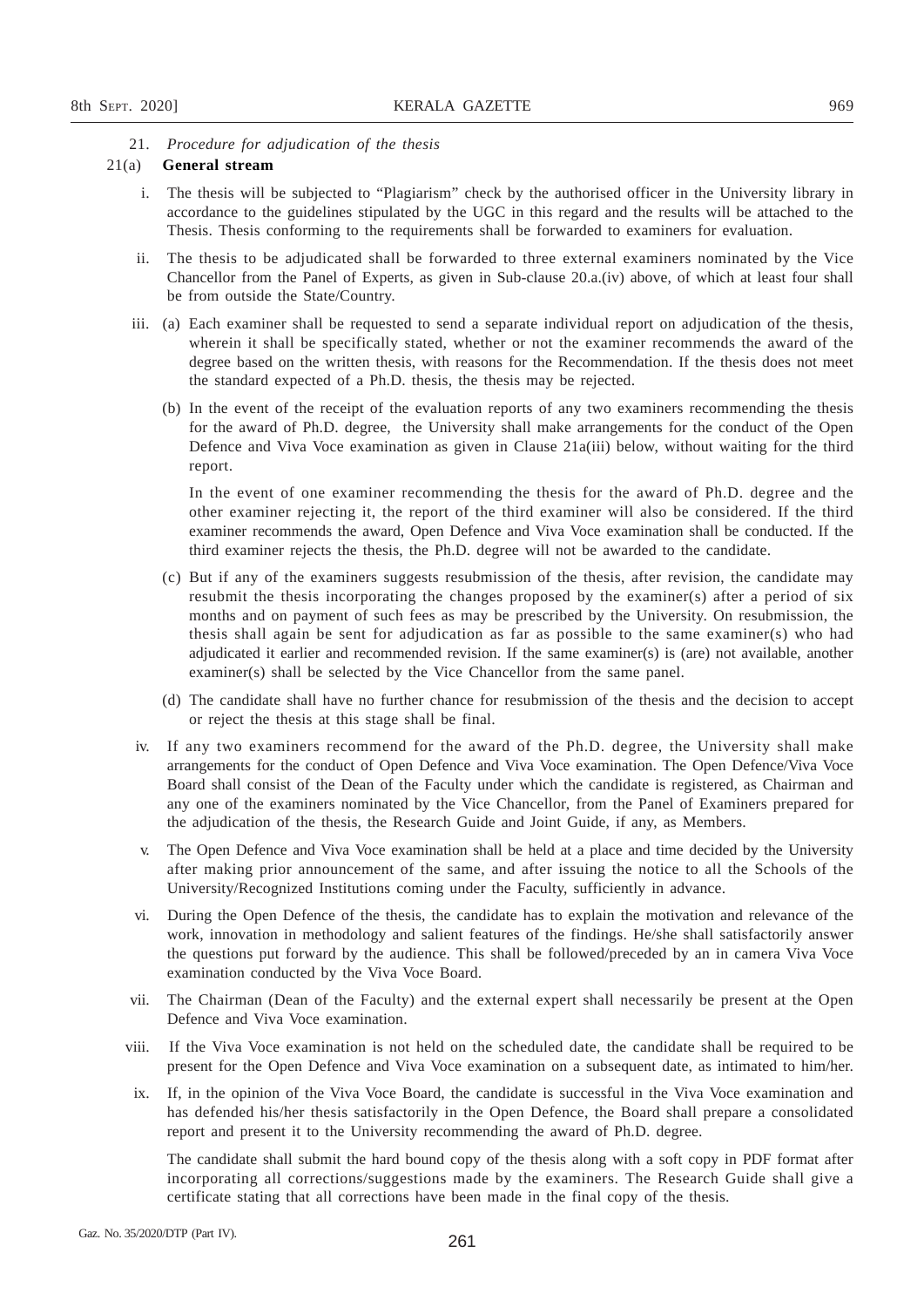21. *Procedure for adjudication of the thesis*

21(a) **General stream**

i. The thesis will be subjected to "Plagiarism" check by the authorised officer in the University library in accordance to the guidelines stipulated by the UGC in this regard and the results will be attached to the Thesis. Thesis conforming to the requirements shall be forwarded to examiners for evaluation.

ii. The thesis to be adjudicated shall be forwarded to three external examiners nominated by the Vice Chancellor from the Panel of Experts, as given in Sub-clause 20.a.(iv) above, of which at least four shall be from outside the State/Country.

iii. (a) Each examiner shall be requested to send a separate individual report on adjudication of the thesis, wherein it shall be specifically stated, whether or not the examiner recommends the award of the degree based on the written thesis, with reasons for the Recommendation. If the thesis does not meet the standard expected of a Ph.D. thesis, the thesis may be rejected.

(b) In the event of the receipt of the evaluation reports of any two examiners recommending the thesis for the award of Ph.D. degree, the University shall make arrangements for the conduct of the Open Defence and Viva Voce examination as given in Clause 21a(iii) below, without waiting for the third report.

In the event of one examiner recommending the thesis for the award of Ph.D. degree and the other examiner rejecting it, the report of the third examiner will also be considered. If the third examiner recommends the award, Open Defence and Viva Voce examination shall be conducted. If the third examiner rejects the thesis, the Ph.D. degree will not be awarded to the candidate.

(c) But if any of the examiners suggests resubmission of the thesis, after revision, the candidate may resubmit the thesis incorporating the changes proposed by the examiner(s) after a period of six months and on payment of such fees as may be prescribed by the University. On resubmission, the thesis shall again be sent for adjudication as far as possible to the same examiner(s) who had adjudicated it earlier and recommended revision. If the same examiner(s) is (are) not available, another examiner(s) shall be selected by the Vice Chancellor from the same panel.

(d) The candidate shall have no further chance for resubmission of the thesis and the decision to accept or reject the thesis at this stage shall be final.

iv. If any two examiners recommend for the award of the Ph.D. degree, the University shall make arrangements for the conduct of Open Defence and Viva Voce examination. The Open Defence/Viva Voce Board shall consist of the Dean of the Faculty under which the candidate is registered, as Chairman and any one of the examiners nominated by the Vice Chancellor, from the Panel of Examiners prepared for the adjudication of the thesis, the Research Guide and Joint Guide, if any, as Members.

v. The Open Defence and Viva Voce examination shall be held at a place and time decided by the University after making prior announcement of the same, and after issuing the notice to all the Schools of the University/Recognized Institutions coming under the Faculty, sufficiently in advance.

vi. During the Open Defence of the thesis, the candidate has to explain the motivation and relevance of the work, innovation in methodology and salient features of the findings. He/she shall satisfactorily answer the questions put forward by the audience. This shall be followed/preceded by an in camera Viva Voce examination conducted by the Viva Voce Board.

vii. The Chairman (Dean of the Faculty) and the external expert shall necessarily be present at the Open Defence and Viva Voce examination.

viii. If the Viva Voce examination is not held on the scheduled date, the candidate shall be required to be present for the Open Defence and Viva Voce examination on a subsequent date, as intimated to him/her.

ix. If, in the opinion of the Viva Voce Board, the candidate is successful in the Viva Voce examination and has defended his/her thesis satisfactorily in the Open Defence, the Board shall prepare a consolidated report and present it to the University recommending the award of Ph.D. degree.

The candidate shall submit the hard bound copy of the thesis along with a soft copy in PDF format after incorporating all corrections/suggestions made by the examiners. The Research Guide shall give a certificate stating that all corrections have been made in the final copy of the thesis.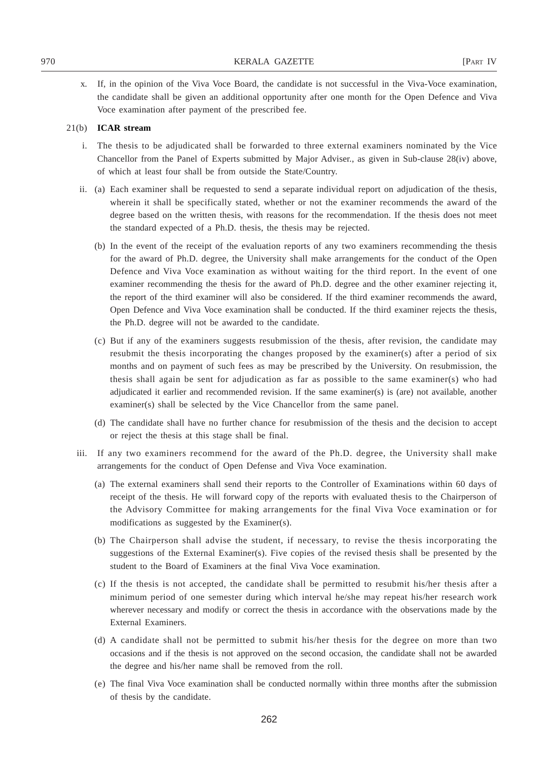x. If, in the opinion of the Viva Voce Board, the candidate is not successful in the Viva-Voce examination, the candidate shall be given an additional opportunity after one month for the Open Defence and Viva Voce examination after payment of the prescribed fee.

21(b) **ICAR stream**

i. The thesis to be adjudicated shall be forwarded to three external examiners nominated by the Vice Chancellor from the Panel of Experts submitted by Major Adviser., as given in Sub-clause 28(iv) above, of which at least four shall be from outside the State/Country.

ii. (a) Each examiner shall be requested to send a separate individual report on adjudication of the thesis, wherein it shall be specifically stated, whether or not the examiner recommends the award of the degree based on the written thesis, with reasons for the recommendation. If the thesis does not meet the standard expected of a Ph.D. thesis, the thesis may be rejected.

(b) In the event of the receipt of the evaluation reports of any two examiners recommending the thesis for the award of Ph.D. degree, the University shall make arrangements for the conduct of the Open Defence and Viva Voce examination as without waiting for the third report. In the event of one examiner recommending the thesis for the award of Ph.D. degree and the other examiner rejecting it, the report of the third examiner will also be considered. If the third examiner recommends the award, Open Defence and Viva Voce examination shall be conducted. If the third examiner rejects the thesis, the Ph.D. degree will not be awarded to the candidate.

(c) But if any of the examiners suggests resubmission of the thesis, after revision, the candidate may resubmit the thesis incorporating the changes proposed by the examiner(s) after a period of six months and on payment of such fees as may be prescribed by the University. On resubmission, the thesis shall again be sent for adjudication as far as possible to the same examiner(s) who had adjudicated it earlier and recommended revision. If the same examiner(s) is (are) not available, another examiner(s) shall be selected by the Vice Chancellor from the same panel.

(d) The candidate shall have no further chance for resubmission of the thesis and the decision to accept or reject the thesis at this stage shall be final.

iii. If any two examiners recommend for the award of the Ph.D. degree, the University shall make arrangements for the conduct of Open Defense and Viva Voce examination.

(a) The external examiners shall send their reports to the Controller of Examinations within 60 days of receipt of the thesis. He will forward copy of the reports with evaluated thesis to the Chairperson of the Advisory Committee for making arrangements for the final Viva Voce examination or for modifications as suggested by the Examiner(s).

(b) The Chairperson shall advise the student, if necessary, to revise the thesis incorporating the suggestions of the External Examiner(s). Five copies of the revised thesis shall be presented by the student to the Board of Examiners at the final Viva Voce examination.

(c) If the thesis is not accepted, the candidate shall be permitted to resubmit his/her thesis after a minimum period of one semester during which interval he/she may repeat his/her research work wherever necessary and modify or correct the thesis in accordance with the observations made by the External Examiners.

(d) A candidate shall not be permitted to submit his/her thesis for the degree on more than two occasions and if the thesis is not approved on the second occasion, the candidate shall not be awarded the degree and his/her name shall be removed from the roll.

(e) The final Viva Voce examination shall be conducted normally within three months after the submission of thesis by the candidate.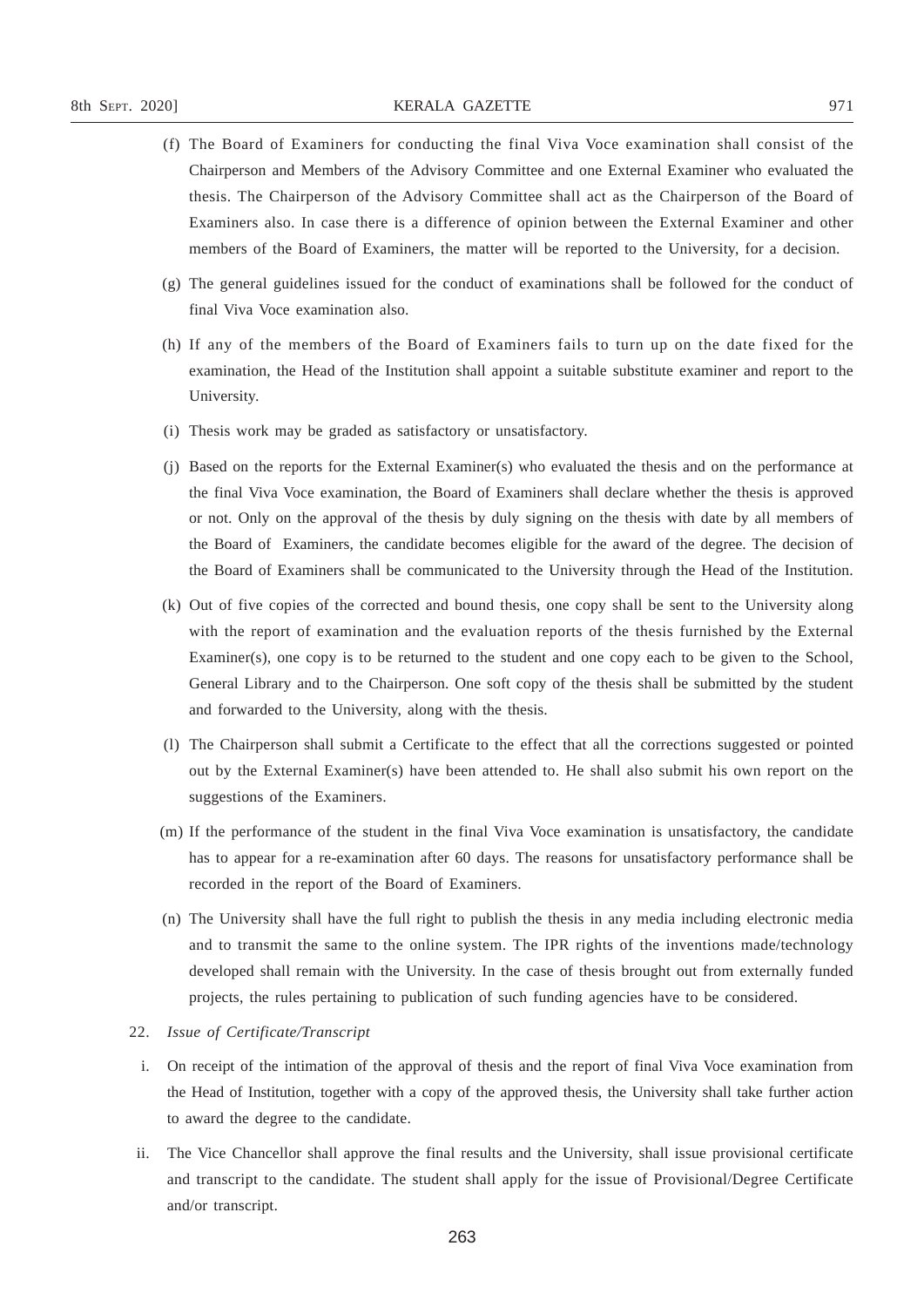(f) The Board of Examiners for conducting the final Viva Voce examination shall consist of the Chairperson and Members of the Advisory Committee and one External Examiner who evaluated the thesis. The Chairperson of the Advisory Committee shall act as the Chairperson of the Board of Examiners also. In case there is a difference of opinion between the External Examiner and other members of the Board of Examiners, the matter will be reported to the University, for a decision.

(g) The general guidelines issued for the conduct of examinations shall be followed for the conduct of final Viva Voce examination also.

(h) If any of the members of the Board of Examiners fails to turn up on the date fixed for the examination, the Head of the Institution shall appoint a suitable substitute examiner and report to the University.

(i) Thesis work may be graded as satisfactory or unsatisfactory.

(j) Based on the reports for the External Examiner(s) who evaluated the thesis and on the performance at the final Viva Voce examination, the Board of Examiners shall declare whether the thesis is approved or not. Only on the approval of the thesis by duly signing on the thesis with date by all members of the Board of Examiners, the candidate becomes eligible for the award of the degree. The decision of the Board of Examiners shall be communicated to the University through the Head of the Institution.

(k) Out of five copies of the corrected and bound thesis, one copy shall be sent to the University along with the report of examination and the evaluation reports of the thesis furnished by the External Examiner(s), one copy is to be returned to the student and one copy each to be given to the School, General Library and to the Chairperson. One soft copy of the thesis shall be submitted by the student and forwarded to the University, along with the thesis.

(l) The Chairperson shall submit a Certificate to the effect that all the corrections suggested or pointed out by the External Examiner(s) have been attended to. He shall also submit his own report on the suggestions of the Examiners.

(m) If the performance of the student in the final Viva Voce examination is unsatisfactory, the candidate has to appear for a re-examination after 60 days. The reasons for unsatisfactory performance shall be recorded in the report of the Board of Examiners.

(n) The University shall have the full right to publish the thesis in any media including electronic media and to transmit the same to the online system. The IPR rights of the inventions made/technology developed shall remain with the University. In the case of thesis brought out from externally funded projects, the rules pertaining to publication of such funding agencies have to be considered.

22. *Issue of Certificate/Transcript*

i. On receipt of the intimation of the approval of thesis and the report of final Viva Voce examination from the Head of Institution, together with a copy of the approved thesis, the University shall take further action to award the degree to the candidate.

ii. The Vice Chancellor shall approve the final results and the University, shall issue provisional certificate and transcript to the candidate. The student shall apply for the issue of Provisional/Degree Certificate and/or transcript.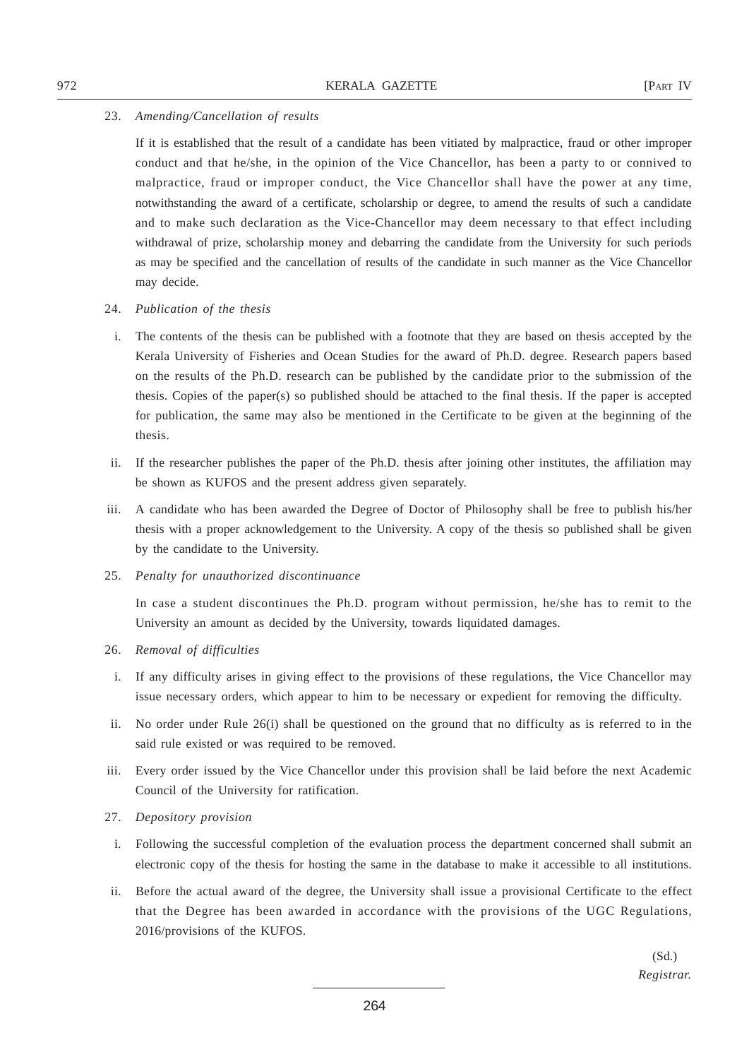23. *Amending/Cancellation of results*

If it is established that the result of a candidate has been vitiated by malpractice, fraud or other improper conduct and that he/she, in the opinion of the Vice Chancellor, has been a party to or connived to malpractice, fraud or improper conduct, the Vice Chancellor shall have the power at any time, notwithstanding the award of a certificate, scholarship or degree, to amend the results of such a candidate and to make such declaration as the Vice-Chancellor may deem necessary to that effect including withdrawal of prize, scholarship money and debarring the candidate from the University for such periods as may be specified and the cancellation of results of the candidate in such manner as the Vice Chancellor may decide.

24. *Publication of the thesis*

i. The contents of the thesis can be published with a footnote that they are based on thesis accepted by the Kerala University of Fisheries and Ocean Studies for the award of Ph.D. degree. Research papers based on the results of the Ph.D. research can be published by the candidate prior to the submission of the thesis. Copies of the paper(s) so published should be attached to the final thesis. If the paper is accepted for publication, the same may also be mentioned in the Certificate to be given at the beginning of the thesis.

ii. If the researcher publishes the paper of the Ph.D. thesis after joining other institutes, the affiliation may be shown as KUFOS and the present address given separately.

iii. A candidate who has been awarded the Degree of Doctor of Philosophy shall be free to publish his/her thesis with a proper acknowledgement to the University. A copy of the thesis so published shall be given by the candidate to the University.

25. *Penalty for unauthorized discontinuance*

In case a student discontinues the Ph.D. program without permission, he/she has to remit to the University an amount as decided by the University, towards liquidated damages.

26. *Removal of difficulties*

i. If any difficulty arises in giving effect to the provisions of these regulations, the Vice Chancellor may issue necessary orders, which appear to him to be necessary or expedient for removing the difficulty.

ii. No order under Rule 26(i) shall be questioned on the ground that no difficulty as is referred to in the said rule existed or was required to be removed.

iii. Every order issued by the Vice Chancellor under this provision shall be laid before the next Academic Council of the University for ratification.

27. *Depository provision*

i. Following the successful completion of the evaluation process the department concerned shall submit an electronic copy of the thesis for hosting the same in the database to make it accessible to all institutions.

ii. Before the actual award of the degree, the University shall issue a provisional Certificate to the effect that the Degree has been awarded in accordance with the provisions of the UGC Regulations, 2016/provisions of the KUFOS.

(Sd.)
*Registrar.*